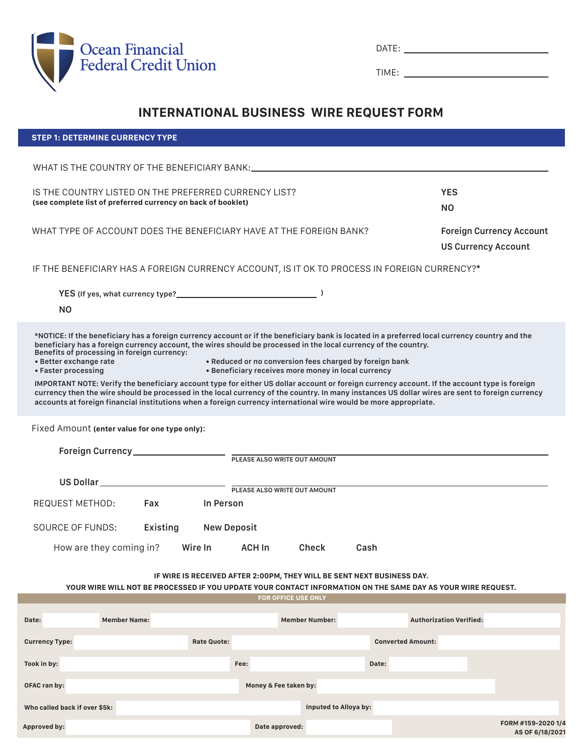Ocean Financial Federal Credit Union

DATE: ____________________

TIME: ____________________

# INTERNATIONAL BUSINESS WIRE REQUEST FORM

## STEP 1: DETERMINE CURRENCY TYPE

WHAT IS THE COUNTRY OF THE BENEFICIARY BANK: ____________________

IS THE COUNTRY LISTED ON THE PREFERRED CURRENCY LIST?
**(see complete list of preferred currency on back of booklet)**

**YES**

**NO**

WHAT TYPE OF ACCOUNT DOES THE BENEFICIARY HAVE AT THE FOREIGN BANK?

**Foreign Currency Account**

**US Currency Account**

IF THE BENEFICIARY HAS A FOREIGN CURRENCY ACCOUNT, IS IT OK TO PROCESS IN FOREIGN CURRENCY?*

**YES** **(If yes, what currency type?____________________ )**

**NO**

**\*NOTICE: If the beneficiary has a foreign currency account or if the beneficiary bank is located in a preferred local currency country and the beneficiary has a foreign currency account, the wires should be processed in the local currency of the country.**
**Benefits of processing in foreign currency:**

- **Better exchange rate**
- **Faster processing**
- **Reduced or no conversion fees charged by foreign bank**
- **Beneficiary receives more money in local currency**

**IMPORTANT NOTE: Verify the beneficiary account type for either US dollar account or foreign currency account. If the account type is foreign currency then the wire should be processed in the local currency of the country. In many instances US dollar wires are sent to foreign currency accounts at foreign financial institutions when a foreign currency international wire would be more appropriate.**

Fixed Amount **(enter value for one type only):**

**Foreign Currency** ____________________ ____________________
PLEASE ALSO WRITE OUT AMOUNT

**US Dollar** ____________________ ____________________
PLEASE ALSO WRITE OUT AMOUNT

REQUEST METHOD: **Fax** **In Person**

SOURCE OF FUNDS: **Existing** **New Deposit**

How are they coming in? **Wire In** **ACH In** **Check** **Cash**

**IF WIRE IS RECEIVED AFTER 2:00PM, THEY WILL BE SENT NEXT BUSINESS DAY.**
**YOUR WIRE WILL NOT BE PROCESSED IF YOU UPDATE YOUR CONTACT INFORMATION ON THE SAME DAY AS YOUR WIRE REQUEST.**

**FOR OFFICE USE ONLY**

| | | | | | | | |
|---|---|---|---|---|---|---|---|
| **Date:** | | **Member Name:** | | **Member Number:** | | **Authorization Verified:** | |
| **Currency Type:** | | **Rate Quote:** | | **Converted Amount:** | | | |
| **Took in by:** | | **Fee:** | | **Date:** | | | |
| **OFAC ran by:** | | **Money & Fee taken by:** | | | | | |
| **Who called back if over $5k:** | | **Inputed to Alloya by:** | | | | | |
| **Approved by:** | | **Date approved:** | | | | | |

FORM #159-2020 1/4
AS OF 6/18/2021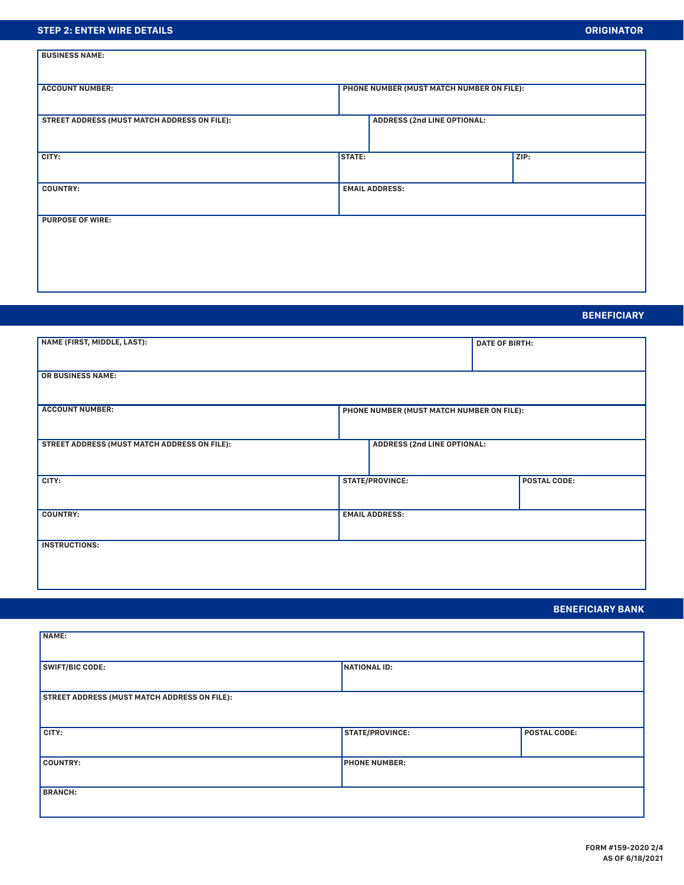## STEP 2: ENTER WIRE DETAILS

### ORIGINATOR

| BUSINESS NAME: | | |
|---|---|---|
| ACCOUNT NUMBER: | PHONE NUMBER (MUST MATCH NUMBER ON FILE): | |
| STREET ADDRESS (MUST MATCH ADDRESS ON FILE): | ADDRESS (2nd LINE OPTIONAL: | |
| CITY: | STATE: | ZIP: |
| COUNTRY: | EMAIL ADDRESS: | |
| PURPOSE OF WIRE: | | |

### BENEFICIARY

| NAME (FIRST, MIDDLE, LAST): | DATE OF BIRTH: | |
|---|---|---|
| OR BUSINESS NAME: | | |
| ACCOUNT NUMBER: | PHONE NUMBER (MUST MATCH NUMBER ON FILE): | |
| STREET ADDRESS (MUST MATCH ADDRESS ON FILE): | ADDRESS (2nd LINE OPTIONAL: | |
| CITY: | STATE/PROVINCE: | POSTAL CODE: |
| COUNTRY: | EMAIL ADDRESS: | |
| INSTRUCTIONS: | | |

### BENEFICIARY BANK

| NAME: | | |
|---|---|---|
| SWIFT/BIC CODE: | NATIONAL ID: | |
| STREET ADDRESS (MUST MATCH ADDRESS ON FILE): | | |
| CITY: | STATE/PROVINCE: | POSTAL CODE: |
| COUNTRY: | PHONE NUMBER: | |
| BRANCH: | | |

FORM #159-2020 2/4
AS OF 6/18/2021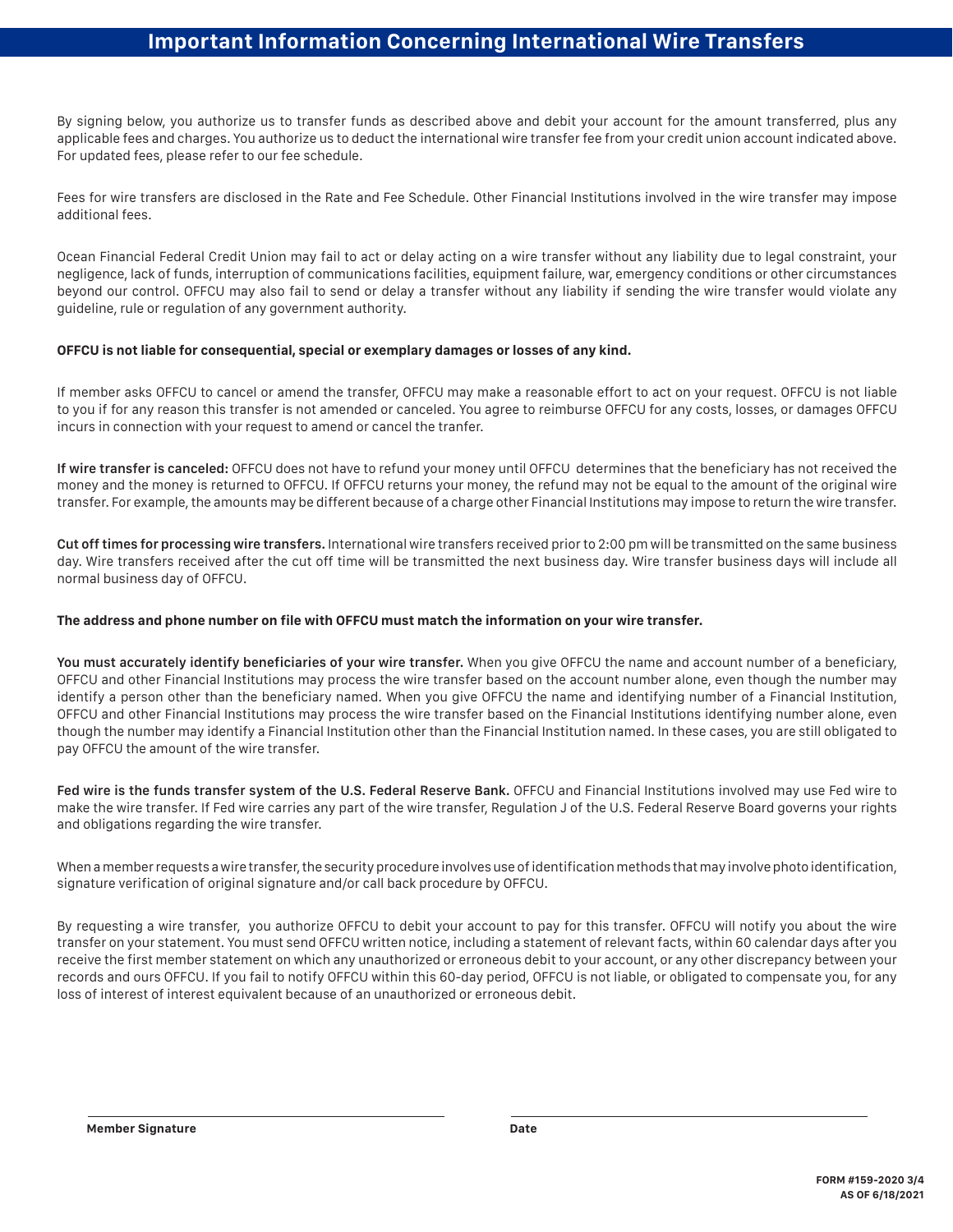# Important Information Concerning International Wire Transfers

By signing below, you authorize us to transfer funds as described above and debit your account for the amount transferred, plus any applicable fees and charges. You authorize us to deduct the international wire transfer fee from your credit union account indicated above. For updated fees, please refer to our fee schedule.

Fees for wire transfers are disclosed in the Rate and Fee Schedule. Other Financial Institutions involved in the wire transfer may impose additional fees.

Ocean Financial Federal Credit Union may fail to act or delay acting on a wire transfer without any liability due to legal constraint, your negligence, lack of funds, interruption of communications facilities, equipment failure, war, emergency conditions or other circumstances beyond our control. OFFCU may also fail to send or delay a transfer without any liability if sending the wire transfer would violate any guideline, rule or regulation of any government authority.

**OFFCU is not liable for consequential, special or exemplary damages or losses of any kind.**

If member asks OFFCU to cancel or amend the transfer, OFFCU may make a reasonable effort to act on your request. OFFCU is not liable to you if for any reason this transfer is not amended or canceled. You agree to reimburse OFFCU for any costs, losses, or damages OFFCU incurs in connection with your request to amend or cancel the tranfer.

**If wire transfer is canceled:** OFFCU does not have to refund your money until OFFCU determines that the beneficiary has not received the money and the money is returned to OFFCU. If OFFCU returns your money, the refund may not be equal to the amount of the original wire transfer. For example, the amounts may be different because of a charge other Financial Institutions may impose to return the wire transfer.

**Cut off times for processing wire transfers.** International wire transfers received prior to 2:00 pm will be transmitted on the same business day. Wire transfers received after the cut off time will be transmitted the next business day. Wire transfer business days will include all normal business day of OFFCU.

**The address and phone number on file with OFFCU must match the information on your wire transfer.**

**You must accurately identify beneficiaries of your wire transfer.** When you give OFFCU the name and account number of a beneficiary, OFFCU and other Financial Institutions may process the wire transfer based on the account number alone, even though the number may identify a person other than the beneficiary named. When you give OFFCU the name and identifying number of a Financial Institution, OFFCU and other Financial Institutions may process the wire transfer based on the Financial Institutions identifying number alone, even though the number may identify a Financial Institution other than the Financial Institution named. In these cases, you are still obligated to pay OFFCU the amount of the wire transfer.

**Fed wire is the funds transfer system of the U.S. Federal Reserve Bank.** OFFCU and Financial Institutions involved may use Fed wire to make the wire transfer. If Fed wire carries any part of the wire transfer, Regulation J of the U.S. Federal Reserve Board governs your rights and obligations regarding the wire transfer.

When a member requests a wire transfer, the security procedure involves use of identification methods that may involve photo identification, signature verification of original signature and/or call back procedure by OFFCU.

By requesting a wire transfer, you authorize OFFCU to debit your account to pay for this transfer. OFFCU will notify you about the wire transfer on your statement. You must send OFFCU written notice, including a statement of relevant facts, within 60 calendar days after you receive the first member statement on which any unauthorized or erroneous debit to your account, or any other discrepancy between your records and ours OFFCU. If you fail to notify OFFCU within this 60-day period, OFFCU is not liable, or obligated to compensate you, for any loss of interest of interest equivalent because of an unauthorized or erroneous debit.

**Member Signature** ______________________ **Date** ______________________

**FORM #159-2020 3/4**
**AS OF 6/18/2021**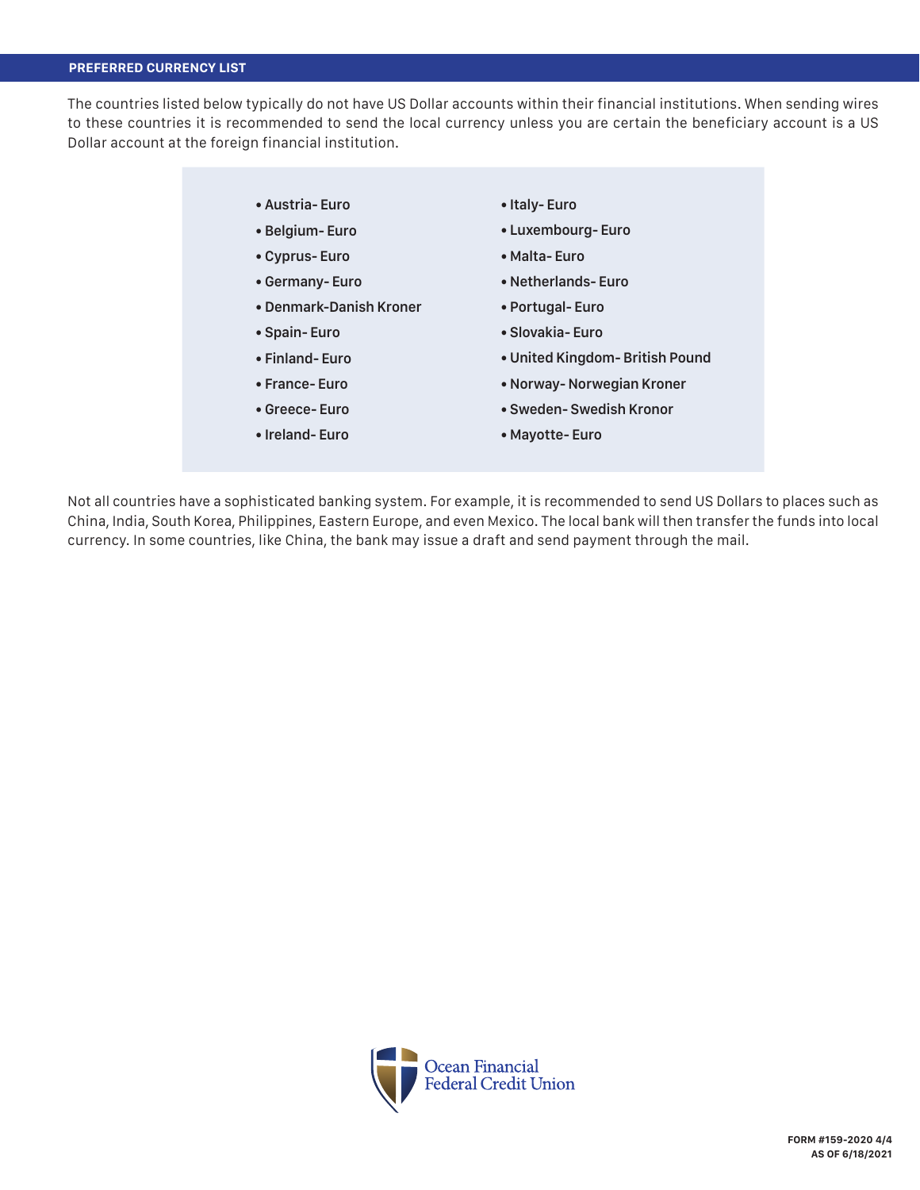## PREFERRED CURRENCY LIST

The countries listed below typically do not have US Dollar accounts within their financial institutions. When sending wires to these countries it is recommended to send the local currency unless you are certain the beneficiary account is a US Dollar account at the foreign financial institution.

- **Austria- Euro**
- **Belgium- Euro**
- **Cyprus- Euro**
- **Germany- Euro**
- **Denmark-Danish Kroner**
- **Spain- Euro**
- **Finland- Euro**
- **France- Euro**
- **Greece- Euro**
- **Ireland- Euro**
- **Italy- Euro**
- **Luxembourg- Euro**
- **Malta- Euro**
- **Netherlands- Euro**
- **Portugal- Euro**
- **Slovakia- Euro**
- **United Kingdom- British Pound**
- **Norway- Norwegian Kroner**
- **Sweden- Swedish Kronor**
- **Mayotte- Euro**

Not all countries have a sophisticated banking system. For example, it is recommended to send US Dollars to places such as China, India, South Korea, Philippines, Eastern Europe, and even Mexico. The local bank will then transfer the funds into local currency. In some countries, like China, the bank may issue a draft and send payment through the mail.

Ocean Financial
Federal Credit Union

**FORM #159-2020 4/4**
**AS OF 6/18/2021**